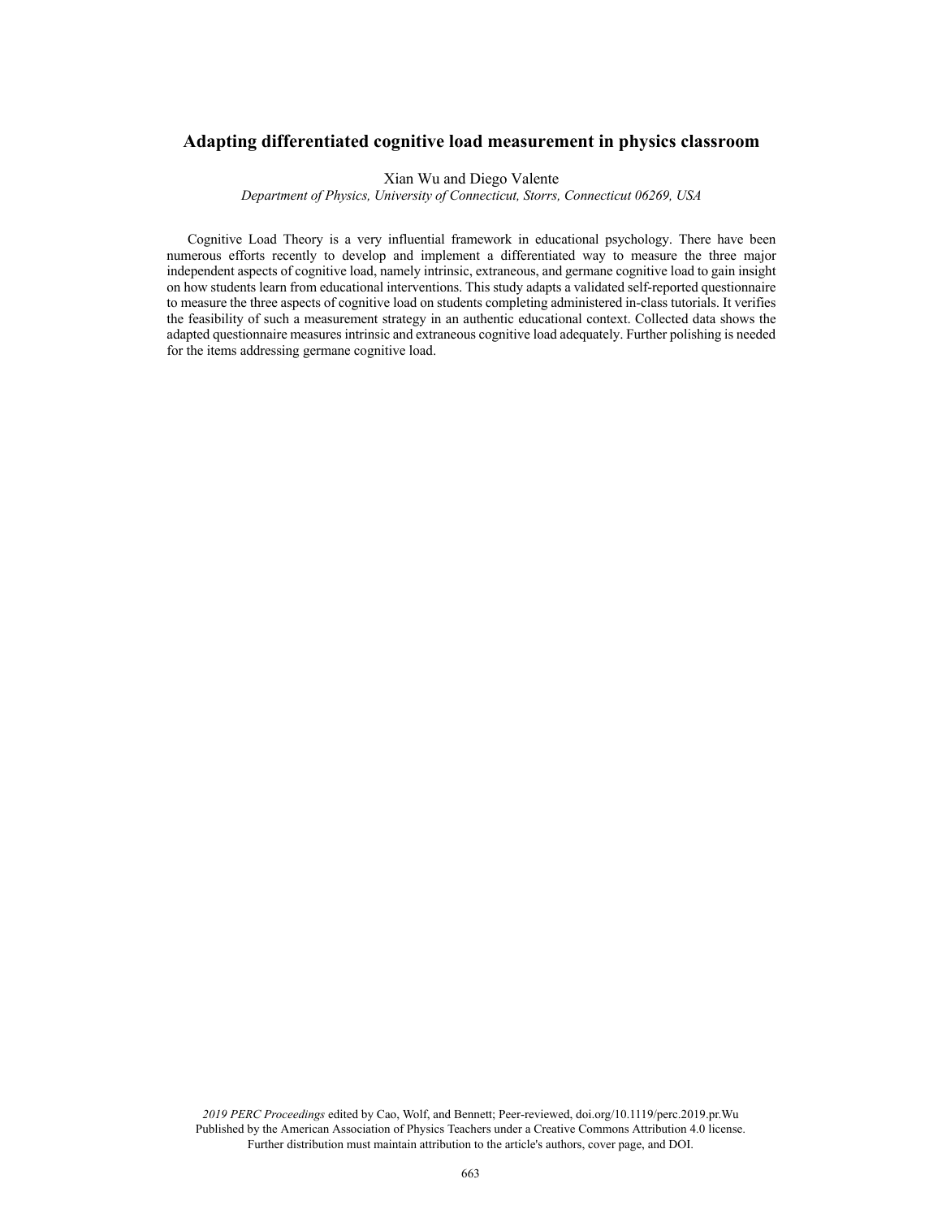# Adapting differentiated cognitive load measurement in physics classroom

Xian Wu and Diego Valente

*Department of Physics, University of Connecticut, Storrs, Connecticut 06269, USA*

Cognitive Load Theory is a very influential framework in educational psychology. There have been numerous efforts recently to develop and implement a differentiated way to measure the three major independent aspects of cognitive load, namely intrinsic, extraneous, and germane cognitive load to gain insight on how students learn from educational interventions. This study adapts a validated self-reported questionnaire to measure the three aspects of cognitive load on students completing administered in-class tutorials. It verifies the feasibility of such a measurement strategy in an authentic educational context. Collected data shows the adapted questionnaire measures intrinsic and extraneous cognitive load adequately. Further polishing is needed for the items addressing germane cognitive load.

*2019 PERC Proceedings* edited by Cao, Wolf, and Bennett; Peer-reviewed, doi.org/10.1119/perc.2019.pr.Wu
Published by the American Association of Physics Teachers under a Creative Commons Attribution 4.0 license.
Further distribution must maintain attribution to the article's authors, cover page, and DOI.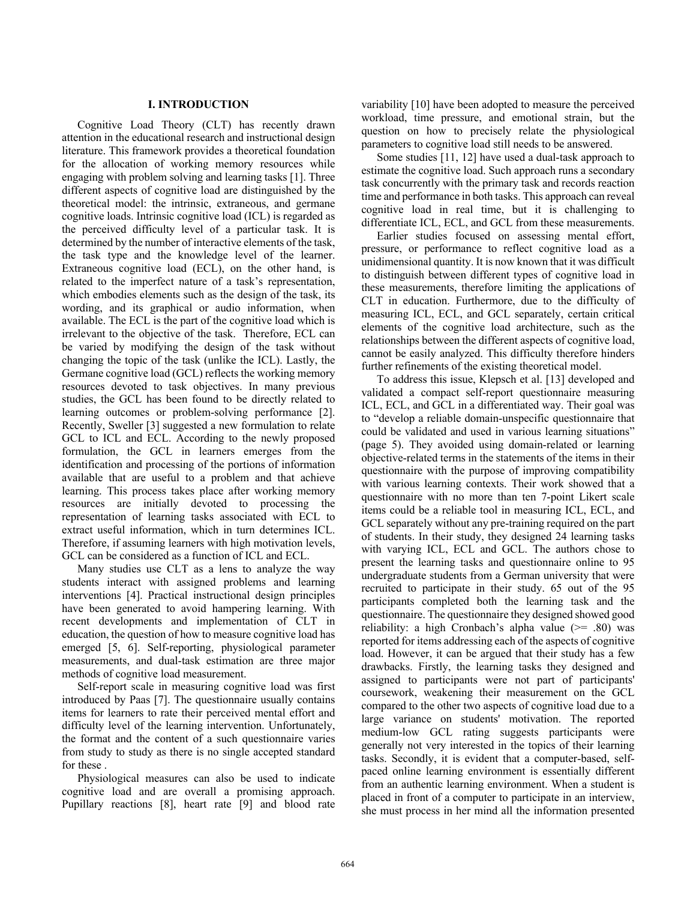## I. INTRODUCTION

Cognitive Load Theory (CLT) has recently drawn attention in the educational research and instructional design literature. This framework provides a theoretical foundation for the allocation of working memory resources while engaging with problem solving and learning tasks [1]. Three different aspects of cognitive load are distinguished by the theoretical model: the intrinsic, extraneous, and germane cognitive loads. Intrinsic cognitive load (ICL) is regarded as the perceived difficulty level of a particular task. It is determined by the number of interactive elements of the task, the task type and the knowledge level of the learner. Extraneous cognitive load (ECL), on the other hand, is related to the imperfect nature of a task's representation, which embodies elements such as the design of the task, its wording, and its graphical or audio information, when available. The ECL is the part of the cognitive load which is irrelevant to the objective of the task. Therefore, ECL can be varied by modifying the design of the task without changing the topic of the task (unlike the ICL). Lastly, the Germane cognitive load (GCL) reflects the working memory resources devoted to task objectives. In many previous studies, the GCL has been found to be directly related to learning outcomes or problem-solving performance [2]. Recently, Sweller [3] suggested a new formulation to relate GCL to ICL and ECL. According to the newly proposed formulation, the GCL in learners emerges from the identification and processing of the portions of information available that are useful to a problem and that achieve learning. This process takes place after working memory resources are initially devoted to processing the representation of learning tasks associated with ECL to extract useful information, which in turn determines ICL. Therefore, if assuming learners with high motivation levels, GCL can be considered as a function of ICL and ECL.

Many studies use CLT as a lens to analyze the way students interact with assigned problems and learning interventions [4]. Practical instructional design principles have been generated to avoid hampering learning. With recent developments and implementation of CLT in education, the question of how to measure cognitive load has emerged [5, 6]. Self-reporting, physiological parameter measurements, and dual-task estimation are three major methods of cognitive load measurement.

Self-report scale in measuring cognitive load was first introduced by Paas [7]. The questionnaire usually contains items for learners to rate their perceived mental effort and difficulty level of the learning intervention. Unfortunately, the format and the content of a such questionnaire varies from study to study as there is no single accepted standard for these .

Physiological measures can also be used to indicate cognitive load and are overall a promising approach. Pupillary reactions [8], heart rate [9] and blood rate variability [10] have been adopted to measure the perceived workload, time pressure, and emotional strain, but the question on how to precisely relate the physiological parameters to cognitive load still needs to be answered.

Some studies [11, 12] have used a dual-task approach to estimate the cognitive load. Such approach runs a secondary task concurrently with the primary task and records reaction time and performance in both tasks. This approach can reveal cognitive load in real time, but it is challenging to differentiate ICL, ECL, and GCL from these measurements.

Earlier studies focused on assessing mental effort, pressure, or performance to reflect cognitive load as a unidimensional quantity. It is now known that it was difficult to distinguish between different types of cognitive load in these measurements, therefore limiting the applications of CLT in education. Furthermore, due to the difficulty of measuring ICL, ECL, and GCL separately, certain critical elements of the cognitive load architecture, such as the relationships between the different aspects of cognitive load, cannot be easily analyzed. This difficulty therefore hinders further refinements of the existing theoretical model.

To address this issue, Klepsch et al. [13] developed and validated a compact self-report questionnaire measuring ICL, ECL, and GCL in a differentiated way. Their goal was to "develop a reliable domain-unspecific questionnaire that could be validated and used in various learning situations" (page 5). They avoided using domain-related or learning objective-related terms in the statements of the items in their questionnaire with the purpose of improving compatibility with various learning contexts. Their work showed that a questionnaire with no more than ten 7-point Likert scale items could be a reliable tool in measuring ICL, ECL, and GCL separately without any pre-training required on the part of students. In their study, they designed 24 learning tasks with varying ICL, ECL and GCL. The authors chose to present the learning tasks and questionnaire online to 95 undergraduate students from a German university that were recruited to participate in their study. 65 out of the 95 participants completed both the learning task and the questionnaire. The questionnaire they designed showed good reliability: a high Cronbach's alpha value (>= .80) was reported for items addressing each of the aspects of cognitive load. However, it can be argued that their study has a few drawbacks. Firstly, the learning tasks they designed and assigned to participants were not part of participants' coursework, weakening their measurement on the GCL compared to the other two aspects of cognitive load due to a large variance on students' motivation. The reported medium-low GCL rating suggests participants were generally not very interested in the topics of their learning tasks. Secondly, it is evident that a computer-based, self-paced online learning environment is essentially different from an authentic learning environment. When a student is placed in front of a computer to participate in an interview, she must process in her mind all the information presented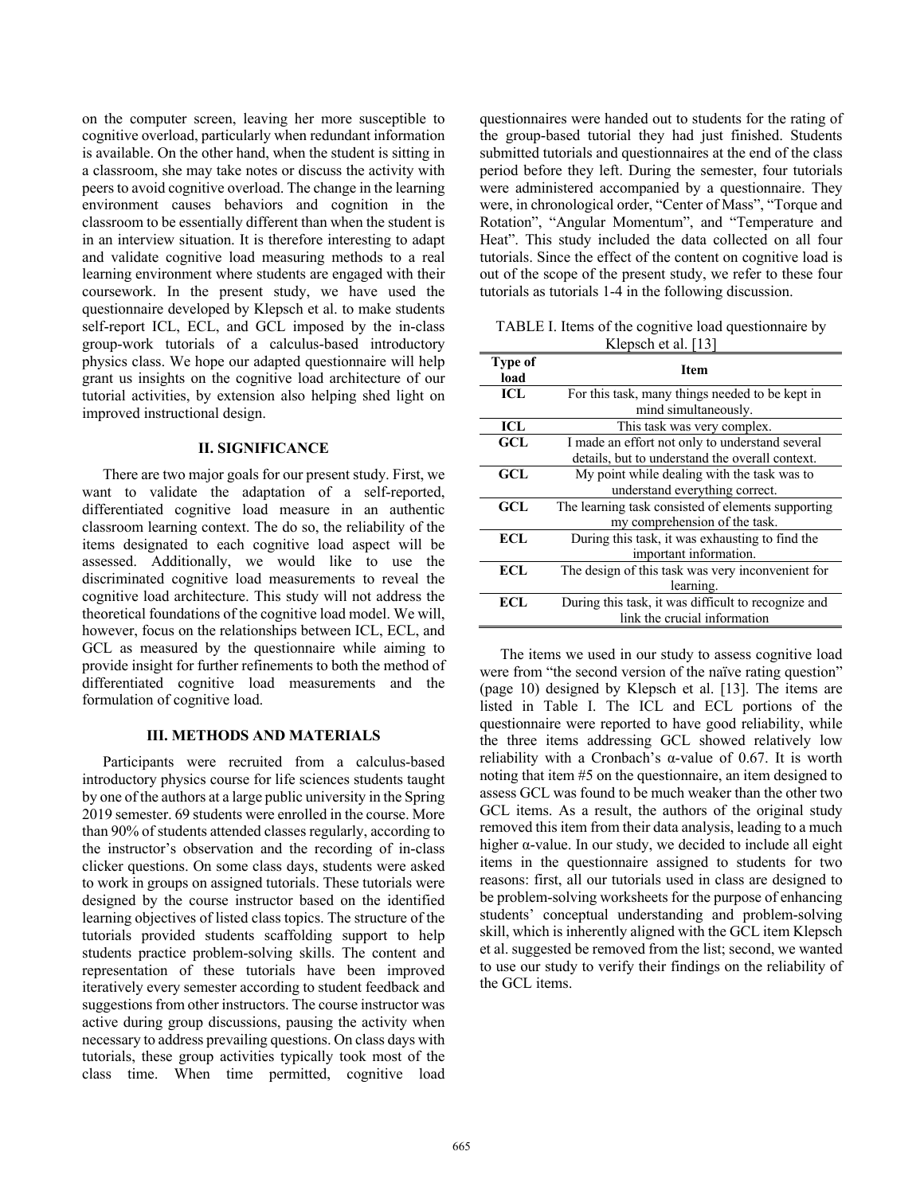on the computer screen, leaving her more susceptible to cognitive overload, particularly when redundant information is available. On the other hand, when the student is sitting in a classroom, she may take notes or discuss the activity with peers to avoid cognitive overload. The change in the learning environment causes behaviors and cognition in the classroom to be essentially different than when the student is in an interview situation. It is therefore interesting to adapt and validate cognitive load measuring methods to a real learning environment where students are engaged with their coursework. In the present study, we have used the questionnaire developed by Klepsch et al. to make students self-report ICL, ECL, and GCL imposed by the in-class group-work tutorials of a calculus-based introductory physics class. We hope our adapted questionnaire will help grant us insights on the cognitive load architecture of our tutorial activities, by extension also helping shed light on improved instructional design.

## II. SIGNIFICANCE

There are two major goals for our present study. First, we want to validate the adaptation of a self-reported, differentiated cognitive load measure in an authentic classroom learning context. The do so, the reliability of the items designated to each cognitive load aspect will be assessed. Additionally, we would like to use the discriminated cognitive load measurements to reveal the cognitive load architecture. This study will not address the theoretical foundations of the cognitive load model. We will, however, focus on the relationships between ICL, ECL, and GCL as measured by the questionnaire while aiming to provide insight for further refinements to both the method of differentiated cognitive load measurements and the formulation of cognitive load.

## III. METHODS AND MATERIALS

Participants were recruited from a calculus-based introductory physics course for life sciences students taught by one of the authors at a large public university in the Spring 2019 semester. 69 students were enrolled in the course. More than 90% of students attended classes regularly, according to the instructor's observation and the recording of in-class clicker questions. On some class days, students were asked to work in groups on assigned tutorials. These tutorials were designed by the course instructor based on the identified learning objectives of listed class topics. The structure of the tutorials provided students scaffolding support to help students practice problem-solving skills. The content and representation of these tutorials have been improved iteratively every semester according to student feedback and suggestions from other instructors. The course instructor was active during group discussions, pausing the activity when necessary to address prevailing questions. On class days with tutorials, these group activities typically took most of the class time. When time permitted, cognitive load questionnaires were handed out to students for the rating of the group-based tutorial they had just finished. Students submitted tutorials and questionnaires at the end of the class period before they left. During the semester, four tutorials were administered accompanied by a questionnaire. They were, in chronological order, "Center of Mass", "Torque and Rotation", "Angular Momentum", and "Temperature and Heat". This study included the data collected on all four tutorials. Since the effect of the content on cognitive load is out of the scope of the present study, we refer to these four tutorials as tutorials 1-4 in the following discussion.

TABLE I. Items of the cognitive load questionnaire by Klepsch et al. [13]

| Type of load | Item |
|---|---|
| ICL | For this task, many things needed to be kept in mind simultaneously. |
| ICL | This task was very complex. |
| GCL | I made an effort not only to understand several details, but to understand the overall context. |
| GCL | My point while dealing with the task was to understand everything correct. |
| GCL | The learning task consisted of elements supporting my comprehension of the task. |
| ECL | During this task, it was exhausting to find the important information. |
| ECL | The design of this task was very inconvenient for learning. |
| ECL | During this task, it was difficult to recognize and link the crucial information |

The items we used in our study to assess cognitive load were from "the second version of the naïve rating question" (page 10) designed by Klepsch et al. [13]. The items are listed in Table I. The ICL and ECL portions of the questionnaire were reported to have good reliability, while the three items addressing GCL showed relatively low reliability with a Cronbach's α-value of 0.67. It is worth noting that item #5 on the questionnaire, an item designed to assess GCL was found to be much weaker than the other two GCL items. As a result, the authors of the original study removed this item from their data analysis, leading to a much higher α-value. In our study, we decided to include all eight items in the questionnaire assigned to students for two reasons: first, all our tutorials used in class are designed to be problem-solving worksheets for the purpose of enhancing students' conceptual understanding and problem-solving skill, which is inherently aligned with the GCL item Klepsch et al. suggested be removed from the list; second, we wanted to use our study to verify their findings on the reliability of the GCL items.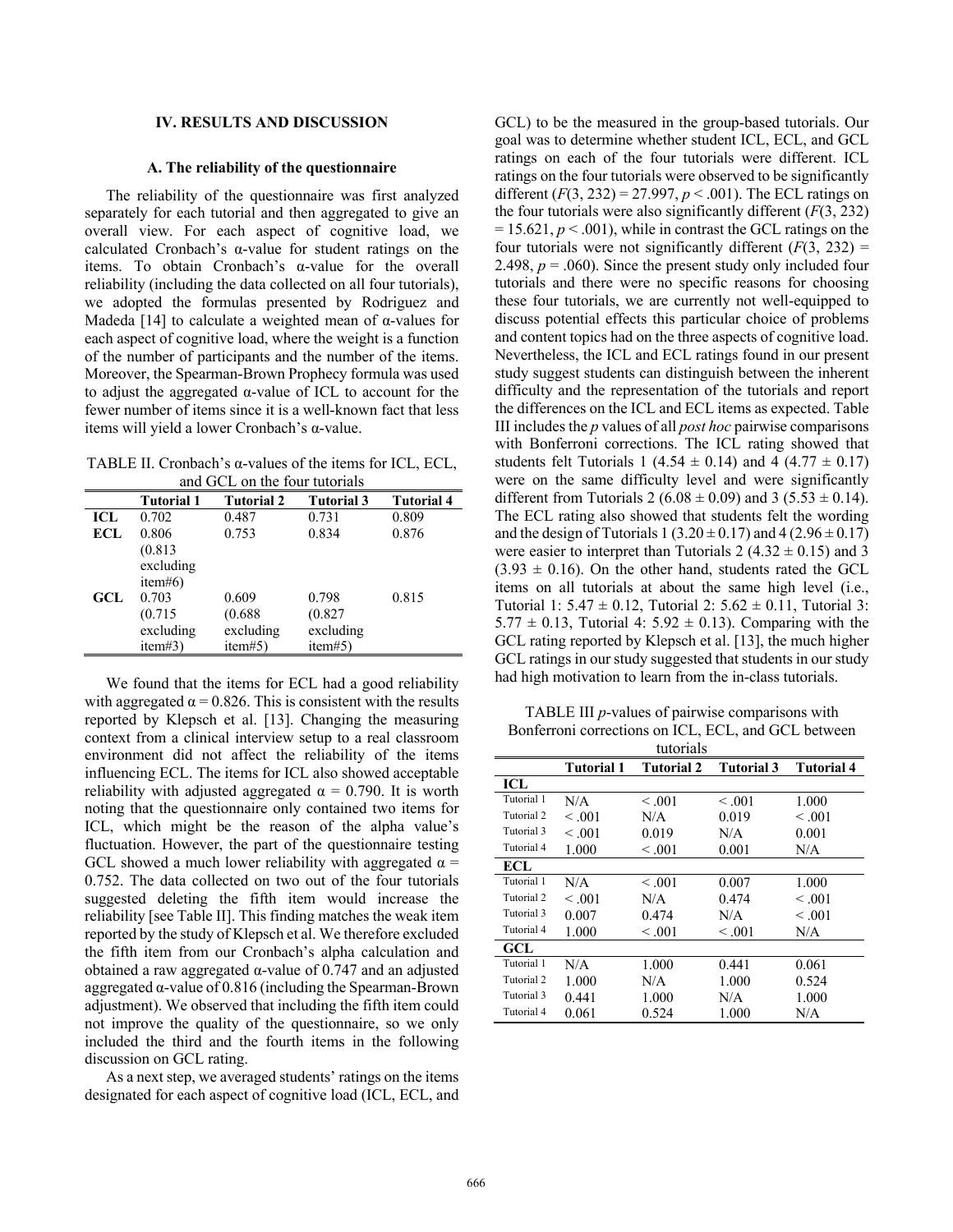## IV. RESULTS AND DISCUSSION

### A. The reliability of the questionnaire

The reliability of the questionnaire was first analyzed separately for each tutorial and then aggregated to give an overall view. For each aspect of cognitive load, we calculated Cronbach's α-value for student ratings on the items. To obtain Cronbach's α-value for the overall reliability (including the data collected on all four tutorials), we adopted the formulas presented by Rodriguez and Madeda [14] to calculate a weighted mean of α-values for each aspect of cognitive load, where the weight is a function of the number of participants and the number of the items. Moreover, the Spearman-Brown Prophecy formula was used to adjust the aggregated α-value of ICL to account for the fewer number of items since it is a well-known fact that less items will yield a lower Cronbach's α-value.

TABLE II. Cronbach's α-values of the items for ICL, ECL, and GCL on the four tutorials

| | Tutorial 1 | Tutorial 2 | Tutorial 3 | Tutorial 4 |
|---|---|---|---|---|
| **ICL** | 0.702 | 0.487 | 0.731 | 0.809 |
| **ECL** | 0.806 (0.813 excluding item#6) | 0.753 | 0.834 | 0.876 |
| **GCL** | 0.703 (0.715 excluding item#3) | 0.609 (0.688 excluding item#5) | 0.798 (0.827 excluding item#5) | 0.815 |

We found that the items for ECL had a good reliability with aggregated $\alpha = 0.826$. This is consistent with the results reported by Klepsch et al. [13]. Changing the measuring context from a clinical interview setup to a real classroom environment did not affect the reliability of the items influencing ECL. The items for ICL also showed acceptable reliability with adjusted aggregated $\alpha = 0.790$. It is worth noting that the questionnaire only contained two items for ICL, which might be the reason of the alpha value's fluctuation. However, the part of the questionnaire testing GCL showed a much lower reliability with aggregated $\alpha = 0.752$. The data collected on two out of the four tutorials suggested deleting the fifth item would increase the reliability [see Table II]. This finding matches the weak item reported by the study of Klepsch et al. We therefore excluded the fifth item from our Cronbach's alpha calculation and obtained a raw aggregated α-value of 0.747 and an adjusted aggregated α-value of 0.816 (including the Spearman-Brown adjustment). We observed that including the fifth item could not improve the quality of the questionnaire, so we only included the third and the fourth items in the following discussion on GCL rating.

As a next step, we averaged students' ratings on the items designated for each aspect of cognitive load (ICL, ECL, and GCL) to be the measured in the group-based tutorials. Our goal was to determine whether student ICL, ECL, and GCL ratings on each of the four tutorials were different. ICL ratings on the four tutorials were observed to be significantly different ($F(3, 232) = 27.997$, $p < .001$). The ECL ratings on the four tutorials were also significantly different ($F(3, 232) = 15.621$, $p < .001$), while in contrast the GCL ratings on the four tutorials were not significantly different ($F(3, 232) = 2.498$, $p = .060$). Since the present study only included four tutorials and there were no specific reasons for choosing these four tutorials, we are currently not well-equipped to discuss potential effects this particular choice of problems and content topics had on the three aspects of cognitive load. Nevertheless, the ICL and ECL ratings found in our present study suggest students can distinguish between the inherent difficulty and the representation of the tutorials and report the differences on the ICL and ECL items as expected. Table III includes the *p* values of all *post hoc* pairwise comparisons with Bonferroni corrections. The ICL rating showed that students felt Tutorials 1 ($4.54 \pm 0.14$) and 4 ($4.77 \pm 0.17$) were on the same difficulty level and were significantly different from Tutorials 2 ($6.08 \pm 0.09$) and 3 ($5.53 \pm 0.14$). The ECL rating also showed that students felt the wording and the design of Tutorials 1 ($3.20 \pm 0.17$) and 4 ($2.96 \pm 0.17$) were easier to interpret than Tutorials 2 ($4.32 \pm 0.15$) and 3 ($3.93 \pm 0.16$). On the other hand, students rated the GCL items on all tutorials at about the same high level (i.e., Tutorial 1: $5.47 \pm 0.12$, Tutorial 2: $5.62 \pm 0.11$, Tutorial 3: $5.77 \pm 0.13$, Tutorial 4: $5.92 \pm 0.13$). Comparing with the GCL rating reported by Klepsch et al. [13], the much higher GCL ratings in our study suggested that students in our study had high motivation to learn from the in-class tutorials.

TABLE III *p*-values of pairwise comparisons with Bonferroni corrections on ICL, ECL, and GCL between tutorials

| | Tutorial 1 | Tutorial 2 | Tutorial 3 | Tutorial 4 |
|---|---|---|---|---|
| **ICL** | | | | |
| Tutorial 1 | N/A | < .001 | < .001 | 1.000 |
| Tutorial 2 | < .001 | N/A | 0.019 | < .001 |
| Tutorial 3 | < .001 | 0.019 | N/A | 0.001 |
| Tutorial 4 | 1.000 | < .001 | 0.001 | N/A |
| **ECL** | | | | |
| Tutorial 1 | N/A | < .001 | 0.007 | 1.000 |
| Tutorial 2 | < .001 | N/A | 0.474 | < .001 |
| Tutorial 3 | 0.007 | 0.474 | N/A | < .001 |
| Tutorial 4 | 1.000 | < .001 | < .001 | N/A |
| **GCL** | | | | |
| Tutorial 1 | N/A | 1.000 | 0.441 | 0.061 |
| Tutorial 2 | 1.000 | N/A | 1.000 | 0.524 |
| Tutorial 3 | 0.441 | 1.000 | N/A | 1.000 |
| Tutorial 4 | 0.061 | 0.524 | 1.000 | N/A |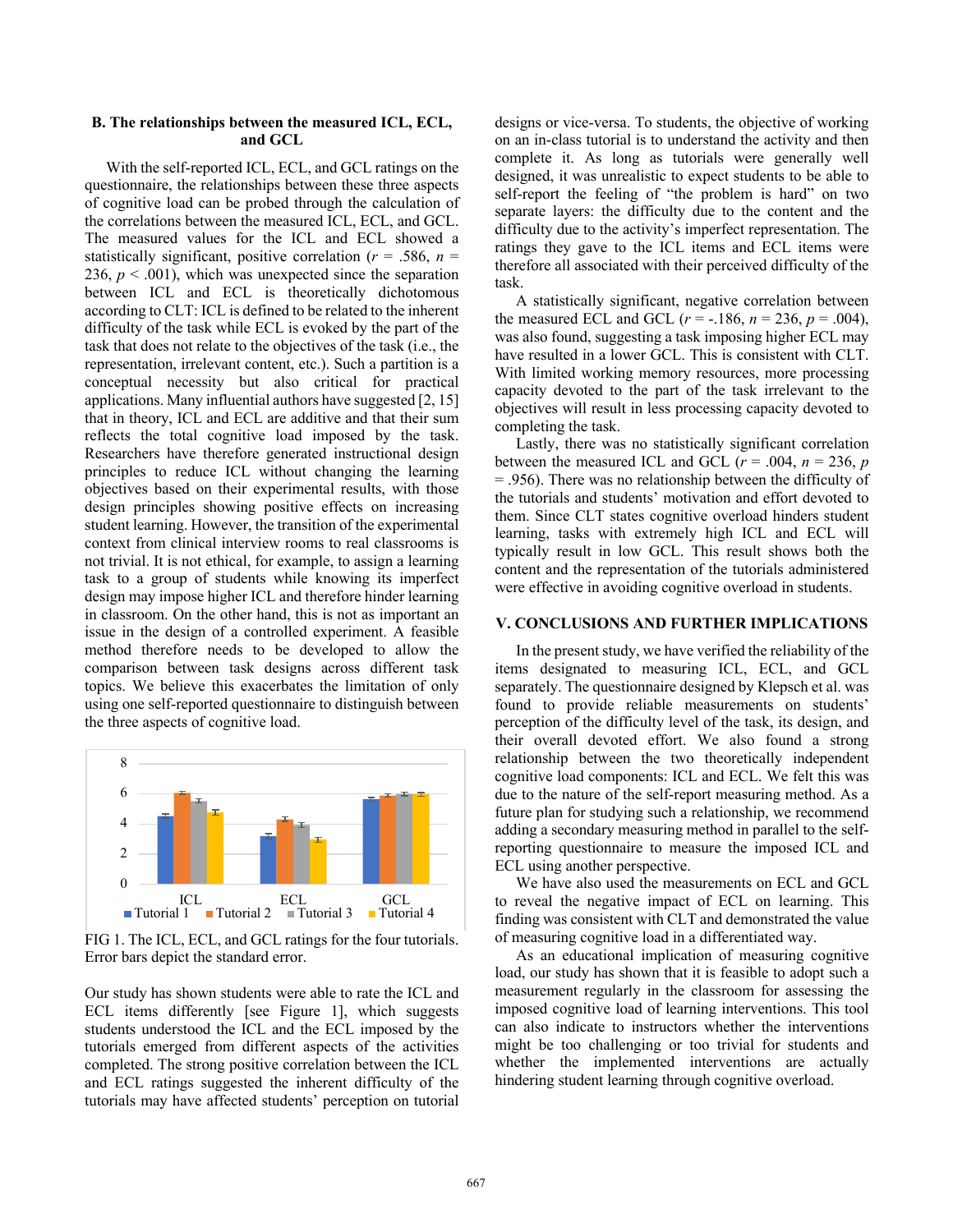### B. The relationships between the measured ICL, ECL, and GCL

With the self-reported ICL, ECL, and GCL ratings on the questionnaire, the relationships between these three aspects of cognitive load can be probed through the calculation of the correlations between the measured ICL, ECL, and GCL. The measured values for the ICL and ECL showed a statistically significant, positive correlation ($r$ = .586, $n$ = 236, $p$ < .001), which was unexpected since the separation between ICL and ECL is theoretically dichotomous according to CLT: ICL is defined to be related to the inherent difficulty of the task while ECL is evoked by the part of the task that does not relate to the objectives of the task (i.e., the representation, irrelevant content, etc.). Such a partition is a conceptual necessity but also critical for practical applications. Many influential authors have suggested [2, 15] that in theory, ICL and ECL are additive and that their sum reflects the total cognitive load imposed by the task. Researchers have therefore generated instructional design principles to reduce ICL without changing the learning objectives based on their experimental results, with those design principles showing positive effects on increasing student learning. However, the transition of the experimental context from clinical interview rooms to real classrooms is not trivial. It is not ethical, for example, to assign a learning task to a group of students while knowing its imperfect design may impose higher ICL and therefore hinder learning in classroom. On the other hand, this is not as important an issue in the design of a controlled experiment. A feasible method therefore needs to be developed to allow the comparison between task designs across different task topics. We believe this exacerbates the limitation of only using one self-reported questionnaire to distinguish between the three aspects of cognitive load.

FIG 1. The ICL, ECL, and GCL ratings for the four tutorials. Error bars depict the standard error.

Our study has shown students were able to rate the ICL and ECL items differently [see Figure 1], which suggests students understood the ICL and the ECL imposed by the tutorials emerged from different aspects of the activities completed. The strong positive correlation between the ICL and ECL ratings suggested the inherent difficulty of the tutorials may have affected students' perception on tutorial designs or vice-versa. To students, the objective of working on an in-class tutorial is to understand the activity and then complete it. As long as tutorials were generally well designed, it was unrealistic to expect students to be able to self-report the feeling of "the problem is hard" on two separate layers: the difficulty due to the content and the difficulty due to the activity's imperfect representation. The ratings they gave to the ICL items and ECL items were therefore all associated with their perceived difficulty of the task.

A statistically significant, negative correlation between the measured ECL and GCL ($r$ = -.186, $n$ = 236, $p$ = .004), was also found, suggesting a task imposing higher ECL may have resulted in a lower GCL. This is consistent with CLT. With limited working memory resources, more processing capacity devoted to the part of the task irrelevant to the objectives will result in less processing capacity devoted to completing the task.

Lastly, there was no statistically significant correlation between the measured ICL and GCL ($r$ = .004, $n$ = 236, $p$ = .956). There was no relationship between the difficulty of the tutorials and students' motivation and effort devoted to them. Since CLT states cognitive overload hinders student learning, tasks with extremely high ICL and ECL will typically result in low GCL. This result shows both the content and the representation of the tutorials administered were effective in avoiding cognitive overload in students.

## V. CONCLUSIONS AND FURTHER IMPLICATIONS

In the present study, we have verified the reliability of the items designated to measuring ICL, ECL, and GCL separately. The questionnaire designed by Klepsch et al. was found to provide reliable measurements on students' perception of the difficulty level of the task, its design, and their overall devoted effort. We also found a strong relationship between the two theoretically independent cognitive load components: ICL and ECL. We felt this was due to the nature of the self-report measuring method. As a future plan for studying such a relationship, we recommend adding a secondary measuring method in parallel to the self-reporting questionnaire to measure the imposed ICL and ECL using another perspective.

We have also used the measurements on ECL and GCL to reveal the negative impact of ECL on learning. This finding was consistent with CLT and demonstrated the value of measuring cognitive load in a differentiated way.

As an educational implication of measuring cognitive load, our study has shown that it is feasible to adopt such a measurement regularly in the classroom for assessing the imposed cognitive load of learning interventions. This tool can also indicate to instructors whether the interventions might be too challenging or too trivial for students and whether the implemented interventions are actually hindering student learning through cognitive overload.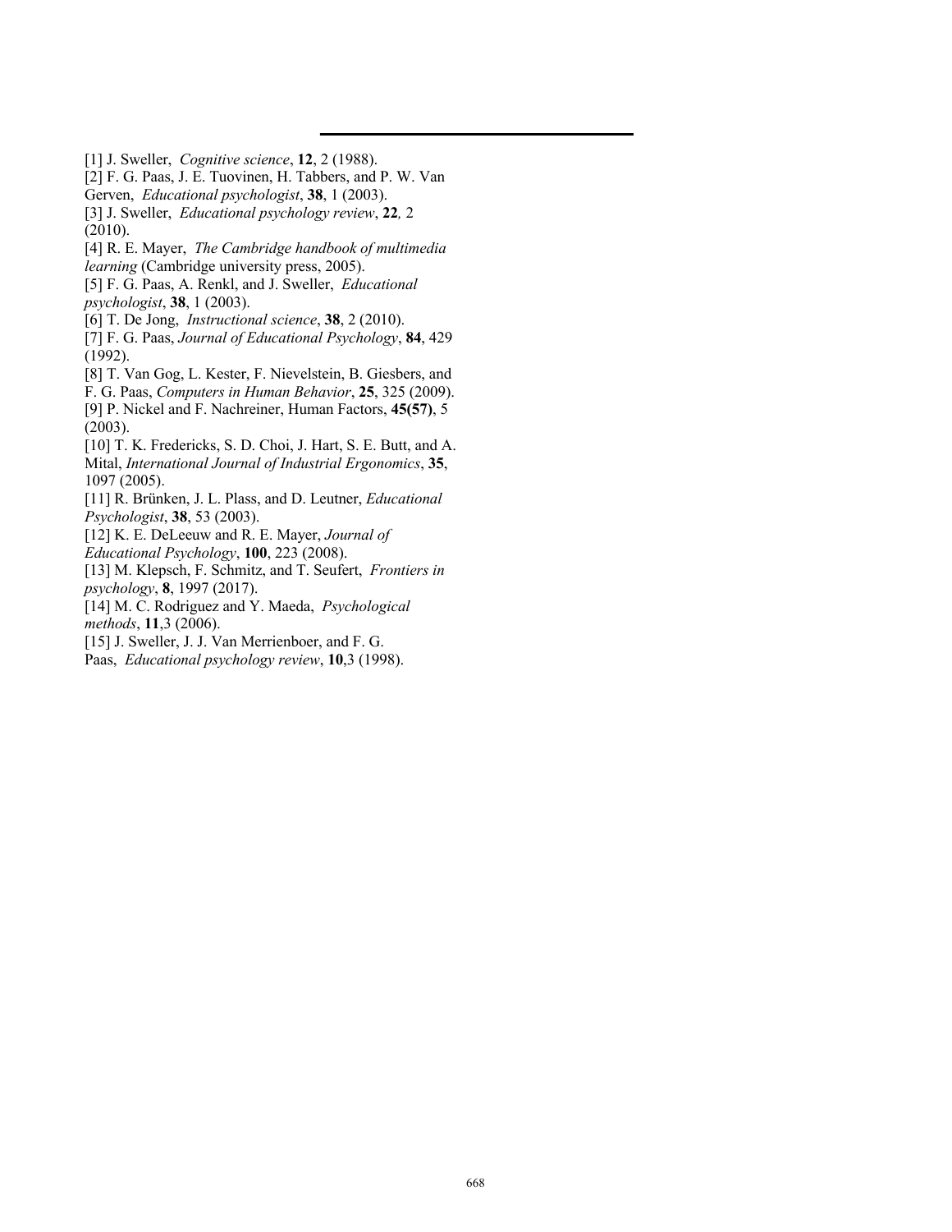[1] J. Sweller, *Cognitive science*, **12**, 2 (1988).

[2] F. G. Paas, J. E. Tuovinen, H. Tabbers, and P. W. Van Gerven, *Educational psychologist*, **38**, 1 (2003).

[3] J. Sweller, *Educational psychology review*, **22***,* 2 (2010).

[4] R. E. Mayer, *The Cambridge handbook of multimedia learning* (Cambridge university press, 2005).

[5] F. G. Paas, A. Renkl, and J. Sweller, *Educational psychologist*, **38**, 1 (2003).

[6] T. De Jong, *Instructional science*, **38**, 2 (2010).

[7] F. G. Paas, *Journal of Educational Psychology*, **84**, 429 (1992).

[8] T. Van Gog, L. Kester, F. Nievelstein, B. Giesbers, and F. G. Paas, *Computers in Human Behavior*, **25**, 325 (2009).

[9] P. Nickel and F. Nachreiner, Human Factors, **45(57)**, 5 (2003).

[10] T. K. Fredericks, S. D. Choi, J. Hart, S. E. Butt, and A. Mital, *International Journal of Industrial Ergonomics*, **35**, 1097 (2005).

[11] R. Brünken, J. L. Plass, and D. Leutner, *Educational Psychologist*, **38**, 53 (2003).

[12] K. E. DeLeeuw and R. E. Mayer, *Journal of Educational Psychology*, **100**, 223 (2008).

[13] M. Klepsch, F. Schmitz, and T. Seufert, *Frontiers in psychology*, **8**, 1997 (2017).

[14] M. C. Rodriguez and Y. Maeda, *Psychological methods*, **11**,3 (2006).

[15] J. Sweller, J. J. Van Merrienboer, and F. G. Paas, *Educational psychology review*, **10**,3 (1998).